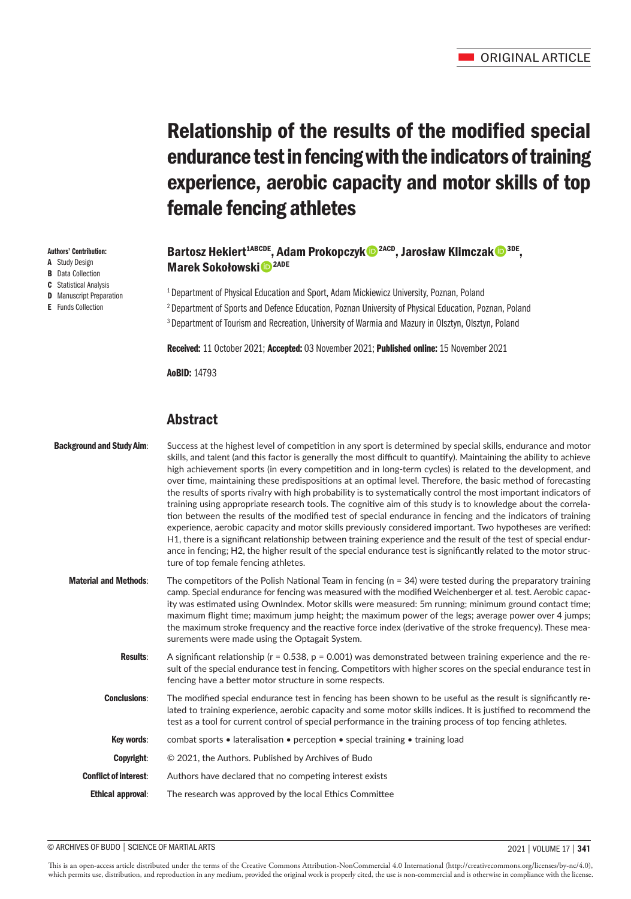ORIGINAL ARTICLE

# Relationship of the results of the modified special endurance test in fencing with the indicators of training experience, aerobic capacity and motor skills of top female fencing athletes

**Bartosz Hekiert**[1ABCDE], **Adam Prokopczyk**[2ACD], **Jarosław Klimczak**[3DE], **Marek Sokołowski**[2ADE]

[1] Department of Physical Education and Sport, Adam Mickiewicz University, Poznan, Poland
[2] Department of Sports and Defence Education, Poznan University of Physical Education, Poznan, Poland
[3] Department of Tourism and Recreation, University of Warmia and Mazury in Olsztyn, Olsztyn, Poland

**Authors' Contribution:**
- **A** Study Design
- **B** Data Collection
- **C** Statistical Analysis
- **D** Manuscript Preparation
- **E** Funds Collection

**Received:** 11 October 2021; **Accepted:** 03 November 2021; **Published online:** 15 November 2021

**AoBID:** 14793

## Abstract

**Background and Study Aim:** Success at the highest level of competition in any sport is determined by special skills, endurance and motor skills, and talent (and this factor is generally the most difficult to quantify). Maintaining the ability to achieve high achievement sports (in every competition and in long-term cycles) is related to the development, and over time, maintaining these predispositions at an optimal level. Therefore, the basic method of forecasting the results of sports rivalry with high probability is to systematically control the most important indicators of training using appropriate research tools. The cognitive aim of this study is to knowledge about the correlation between the results of the modified test of special endurance in fencing and the indicators of training experience, aerobic capacity and motor skills previously considered important. Two hypotheses are verified: H1, there is a significant relationship between training experience and the result of the test of special endurance in fencing; H2, the higher result of the special endurance test is significantly related to the motor structure of top female fencing athletes.

**Material and Methods:** The competitors of the Polish National Team in fencing (n = 34) were tested during the preparatory training camp. Special endurance for fencing was measured with the modified Weichenberger et al. test. Aerobic capacity was estimated using OwnIndex. Motor skills were measured: 5m running; minimum ground contact time; maximum flight time; maximum jump height; the maximum power of the legs; average power over 4 jumps; the maximum stroke frequency and the reactive force index (derivative of the stroke frequency). These measurements were made using the Optagait System.

**Results:** A significant relationship ($r = 0.538$, $p = 0.001$) was demonstrated between training experience and the result of the special endurance test in fencing. Competitors with higher scores on the special endurance test in fencing have a better motor structure in some respects.

**Conclusions:** The modified special endurance test in fencing has been shown to be useful as the result is significantly related to training experience, aerobic capacity and some motor skills indices. It is justified to recommend the test as a tool for current control of special performance in the training process of top fencing athletes.

**Key words:** combat sports • lateralisation • perception • special training • training load

**Copyright:** © 2021, the Authors. Published by Archives of Budo

**Conflict of interest:** Authors have declared that no competing interest exists

**Ethical approval:** The research was approved by the local Ethics Committee

This is an open-access article distributed under the terms of the Creative Commons Attribution-NonCommercial 4.0 International (http://creativecommons.org/licenses/by-nc/4.0), which permits use, distribution, and reproduction in any medium, provided the original work is properly cited, the use is non-commercial and is otherwise in compliance with the license.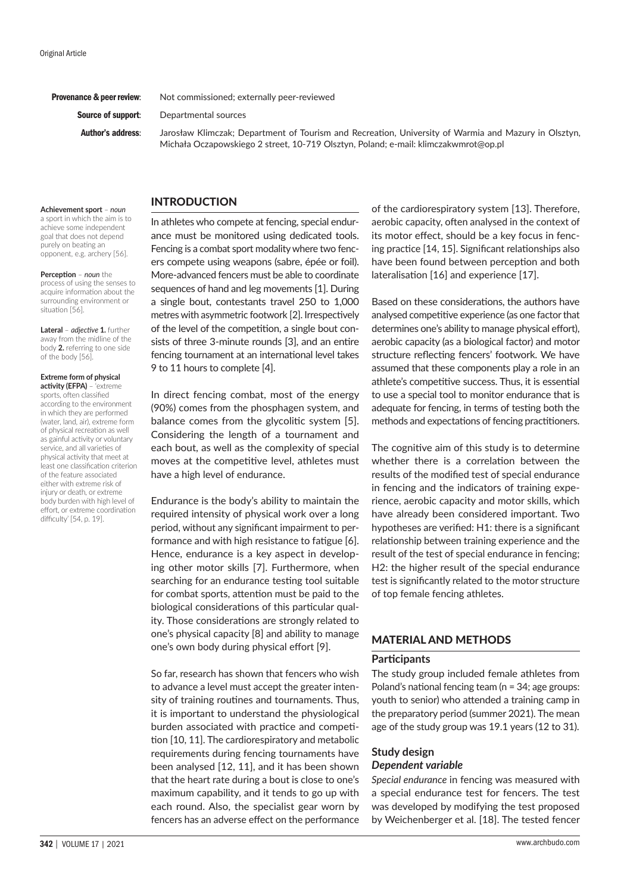**Provenance & peer review**: Not commissioned; externally peer-reviewed

**Source of support**: Departmental sources

**Author's address**: Jarosław Klimczak; Department of Tourism and Recreation, University of Warmia and Mazury in Olsztyn, Michała Oczapowskiego 2 street, 10-719 Olsztyn, Poland; e-mail: klimczakwmrot@op.pl

**Achievement sport** – *noun* a sport in which the aim is to achieve some independent goal that does not depend purely on beating an opponent, e.g. archery [56].

**Perception** – *noun* the process of using the senses to acquire information about the surrounding environment or situation [56].

**Lateral** – *adjective* **1.** further away from the midline of the body **2.** referring to one side of the body [56].

**Extreme form of physical activity (EFPA)** – 'extreme sports, often classified according to the environment in which they are performed (water, land, air), extreme form of physical recreation as well as gainful activity or voluntary service, and all varieties of physical activity that meet at least one classification criterion of the feature associated either with extreme risk of injury or death, or extreme body burden with high level of effort, or extreme coordination difficulty' [54, p. 19].

## INTRODUCTION

In athletes who compete at fencing, special endurance must be monitored using dedicated tools. Fencing is a combat sport modality where two fencers compete using weapons (sabre, épée or foil). More-advanced fencers must be able to coordinate sequences of hand and leg movements [1]. During a single bout, contestants travel 250 to 1,000 metres with asymmetric footwork [2]. Irrespectively of the level of the competition, a single bout consists of three 3-minute rounds [3], and an entire fencing tournament at an international level takes 9 to 11 hours to complete [4].

In direct fencing combat, most of the energy (90%) comes from the phosphagen system, and balance comes from the glycolitic system [5]. Considering the length of a tournament and each bout, as well as the complexity of special moves at the competitive level, athletes must have a high level of endurance.

Endurance is the body's ability to maintain the required intensity of physical work over a long period, without any significant impairment to performance and with high resistance to fatigue [6]. Hence, endurance is a key aspect in developing other motor skills [7]. Furthermore, when searching for an endurance testing tool suitable for combat sports, attention must be paid to the biological considerations of this particular quality. Those considerations are strongly related to one's physical capacity [8] and ability to manage one's own body during physical effort [9].

So far, research has shown that fencers who wish to advance a level must accept the greater intensity of training routines and tournaments. Thus, it is important to understand the physiological burden associated with practice and competition [10, 11]. The cardiorespiratory and metabolic requirements during fencing tournaments have been analysed [12, 11], and it has been shown that the heart rate during a bout is close to one's maximum capability, and it tends to go up with each round. Also, the specialist gear worn by fencers has an adverse effect on the performance of the cardiorespiratory system [13]. Therefore, aerobic capacity, often analysed in the context of its motor effect, should be a key focus in fencing practice [14, 15]. Significant relationships also have been found between perception and both lateralisation [16] and experience [17].

Based on these considerations, the authors have analysed competitive experience (as one factor that determines one's ability to manage physical effort), aerobic capacity (as a biological factor) and motor structure reflecting fencers' footwork. We have assumed that these components play a role in an athlete's competitive success. Thus, it is essential to use a special tool to monitor endurance that is adequate for fencing, in terms of testing both the methods and expectations of fencing practitioners.

The cognitive aim of this study is to determine whether there is a correlation between the results of the modified test of special endurance in fencing and the indicators of training experience, aerobic capacity and motor skills, which have already been considered important. Two hypotheses are verified: H1: there is a significant relationship between training experience and the result of the test of special endurance in fencing; H2: the higher result of the special endurance test is significantly related to the motor structure of top female fencing athletes.

## MATERIAL AND METHODS

### Participants

The study group included female athletes from Poland's national fencing team (n = 34; age groups: youth to senior) who attended a training camp in the preparatory period (summer 2021). The mean age of the study group was 19.1 years (12 to 31).

### Study design

#### *Dependent variable*

*Special endurance* in fencing was measured with a special endurance test for fencers. The test was developed by modifying the test proposed by Weichenberger et al. [18]. The tested fencer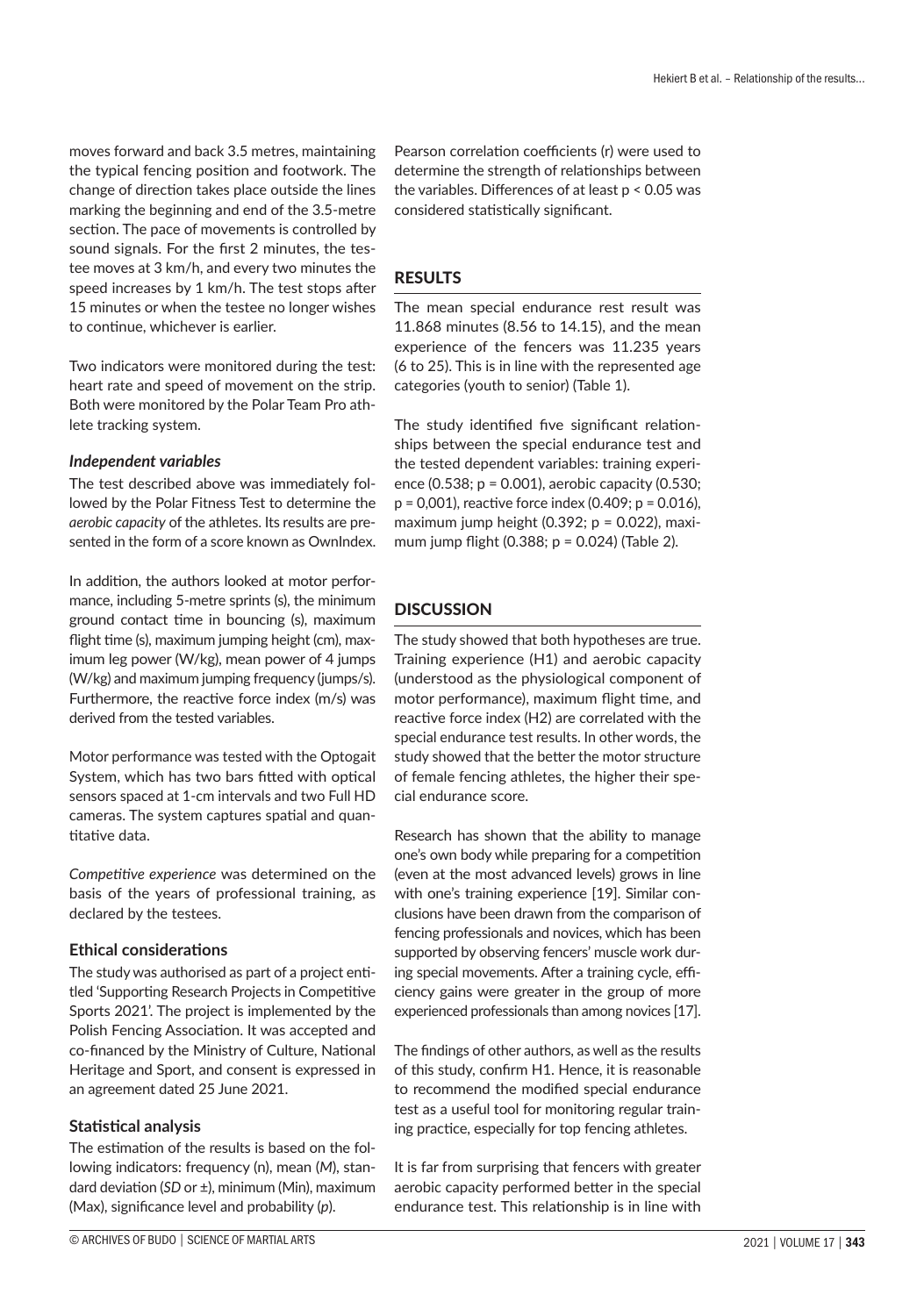moves forward and back 3.5 metres, maintaining the typical fencing position and footwork. The change of direction takes place outside the lines marking the beginning and end of the 3.5-metre section. The pace of movements is controlled by sound signals. For the first 2 minutes, the testee moves at 3 km/h, and every two minutes the speed increases by 1 km/h. The test stops after 15 minutes or when the testee no longer wishes to continue, whichever is earlier.

Two indicators were monitored during the test: heart rate and speed of movement on the strip. Both were monitored by the Polar Team Pro athlete tracking system.

### *Independent variables*

The test described above was immediately followed by the Polar Fitness Test to determine the *aerobic capacity* of the athletes. Its results are presented in the form of a score known as OwnIndex.

In addition, the authors looked at motor performance, including 5-metre sprints (s), the minimum ground contact time in bouncing (s), maximum flight time (s), maximum jumping height (cm), maximum leg power (W/kg), mean power of 4 jumps (W/kg) and maximum jumping frequency (jumps/s). Furthermore, the reactive force index (m/s) was derived from the tested variables.

Motor performance was tested with the Optogait System, which has two bars fitted with optical sensors spaced at 1-cm intervals and two Full HD cameras. The system captures spatial and quantitative data.

*Competitive experience* was determined on the basis of the years of professional training, as declared by the testees.

### Ethical considerations

The study was authorised as part of a project entitled 'Supporting Research Projects in Competitive Sports 2021'. The project is implemented by the Polish Fencing Association. It was accepted and co-financed by the Ministry of Culture, National Heritage and Sport, and consent is expressed in an agreement dated 25 June 2021.

### Statistical analysis

The estimation of the results is based on the following indicators: frequency (n), mean (*M*), standard deviation (*SD* or ±), minimum (Min), maximum (Max), significance level and probability (*p*).

Pearson correlation coefficients (r) were used to determine the strength of relationships between the variables. Differences of at least $p < 0.05$ was considered statistically significant.

## RESULTS

The mean special endurance rest result was 11.868 minutes (8.56 to 14.15), and the mean experience of the fencers was 11.235 years (6 to 25). This is in line with the represented age categories (youth to senior) (Table 1).

The study identified five significant relationships between the special endurance test and the tested dependent variables: training experience (0.538; $p = 0.001$), aerobic capacity (0.530; $p = 0{,}001$), reactive force index (0.409; $p = 0.016$), maximum jump height (0.392; $p = 0.022$), maximum jump flight (0.388; $p = 0.024$) (Table 2).

## DISCUSSION

The study showed that both hypotheses are true. Training experience (H1) and aerobic capacity (understood as the physiological component of motor performance), maximum flight time, and reactive force index (H2) are correlated with the special endurance test results. In other words, the study showed that the better the motor structure of female fencing athletes, the higher their special endurance score.

Research has shown that the ability to manage one's own body while preparing for a competition (even at the most advanced levels) grows in line with one's training experience [19]. Similar conclusions have been drawn from the comparison of fencing professionals and novices, which has been supported by observing fencers' muscle work during special movements. After a training cycle, efficiency gains were greater in the group of more experienced professionals than among novices [17].

The findings of other authors, as well as the results of this study, confirm H1. Hence, it is reasonable to recommend the modified special endurance test as a useful tool for monitoring regular training practice, especially for top fencing athletes.

It is far from surprising that fencers with greater aerobic capacity performed better in the special endurance test. This relationship is in line with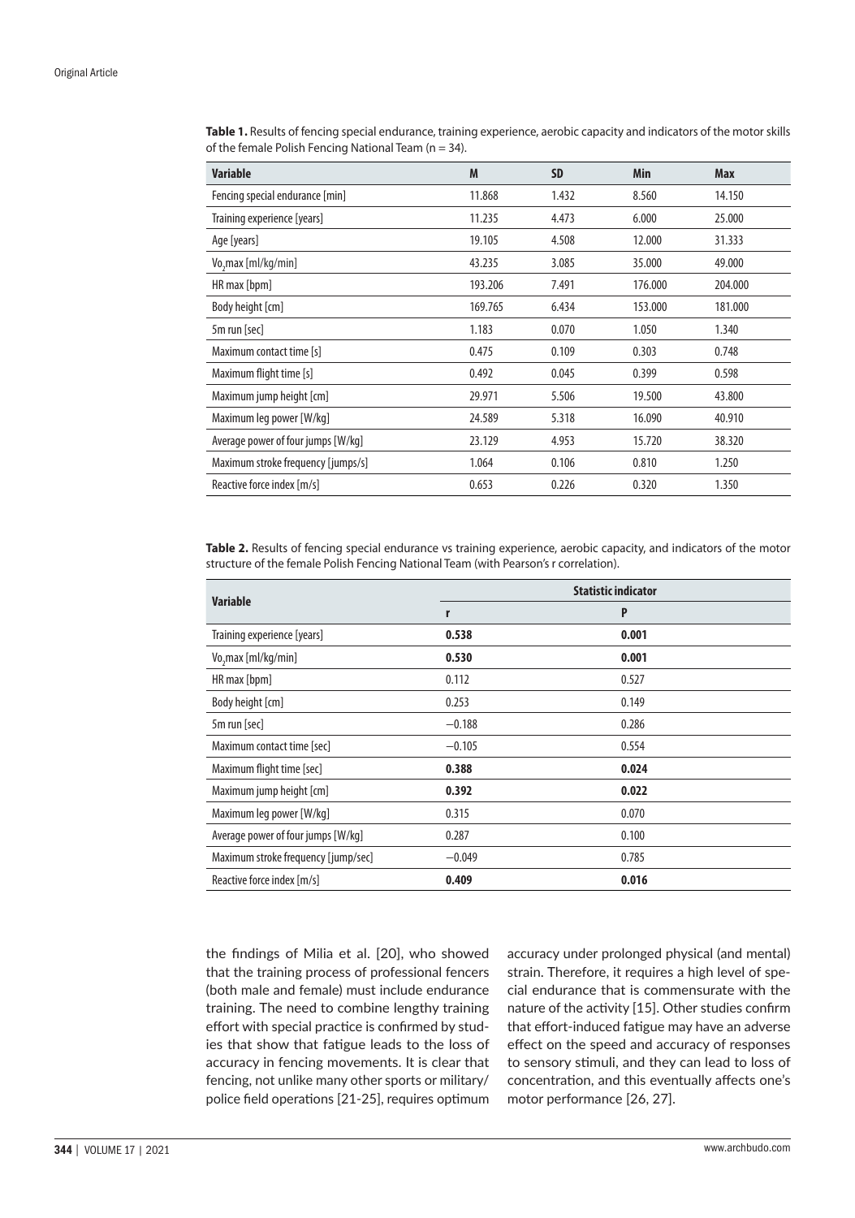**Table 1.** Results of fencing special endurance, training experience, aerobic capacity and indicators of the motor skills of the female Polish Fencing National Team (n = 34).

| Variable | M | SD | Min | Max |
|---|---|---|---|---|
| Fencing special endurance [min] | 11.868 | 1.432 | 8.560 | 14.150 |
| Training experience [years] | 11.235 | 4.473 | 6.000 | 25.000 |
| Age [years] | 19.105 | 4.508 | 12.000 | 31.333 |
| $Vo_2max$ [ml/kg/min] | 43.235 | 3.085 | 35.000 | 49.000 |
| HR max [bpm] | 193.206 | 7.491 | 176.000 | 204.000 |
| Body height [cm] | 169.765 | 6.434 | 153.000 | 181.000 |
| 5m run [sec] | 1.183 | 0.070 | 1.050 | 1.340 |
| Maximum contact time [s] | 0.475 | 0.109 | 0.303 | 0.748 |
| Maximum flight time [s] | 0.492 | 0.045 | 0.399 | 0.598 |
| Maximum jump height [cm] | 29.971 | 5.506 | 19.500 | 43.800 |
| Maximum leg power [W/kg] | 24.589 | 5.318 | 16.090 | 40.910 |
| Average power of four jumps [W/kg] | 23.129 | 4.953 | 15.720 | 38.320 |
| Maximum stroke frequency [jumps/s] | 1.064 | 0.106 | 0.810 | 1.250 |
| Reactive force index [m/s] | 0.653 | 0.226 | 0.320 | 1.350 |

**Table 2.** Results of fencing special endurance vs training experience, aerobic capacity, and indicators of the motor structure of the female Polish Fencing National Team (with Pearson's r correlation).

| Variable | Statistic indicator | |
|---|---|---|
| | r | P |
| Training experience [years] | **0.538** | **0.001** |
| $Vo_2max$ [ml/kg/min] | **0.530** | **0.001** |
| HR max [bpm] | 0.112 | 0.527 |
| Body height [cm] | 0.253 | 0.149 |
| 5m run [sec] | −0.188 | 0.286 |
| Maximum contact time [sec] | −0.105 | 0.554 |
| Maximum flight time [sec] | **0.388** | **0.024** |
| Maximum jump height [cm] | **0.392** | **0.022** |
| Maximum leg power [W/kg] | 0.315 | 0.070 |
| Average power of four jumps [W/kg] | 0.287 | 0.100 |
| Maximum stroke frequency [jump/sec] | −0.049 | 0.785 |
| Reactive force index [m/s] | **0.409** | **0.016** |

the findings of Milia et al. [20], who showed that the training process of professional fencers (both male and female) must include endurance training. The need to combine lengthy training effort with special practice is confirmed by studies that show that fatigue leads to the loss of accuracy in fencing movements. It is clear that fencing, not unlike many other sports or military/police field operations [21-25], requires optimum accuracy under prolonged physical (and mental) strain. Therefore, it requires a high level of special endurance that is commensurate with the nature of the activity [15]. Other studies confirm that effort-induced fatigue may have an adverse effect on the speed and accuracy of responses to sensory stimuli, and they can lead to loss of concentration, and this eventually affects one's motor performance [26, 27].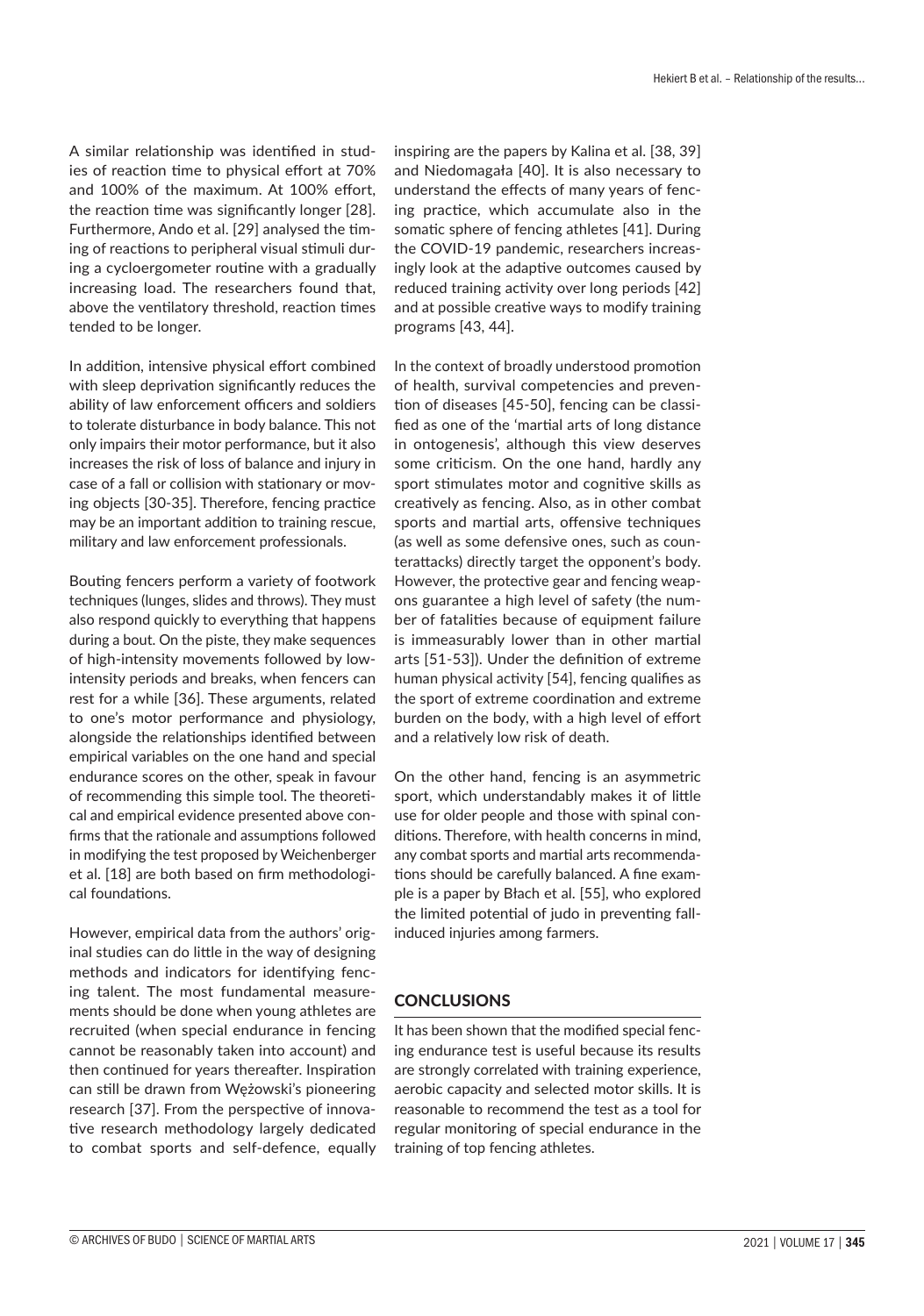A similar relationship was identified in studies of reaction time to physical effort at 70% and 100% of the maximum. At 100% effort, the reaction time was significantly longer [28]. Furthermore, Ando et al. [29] analysed the timing of reactions to peripheral visual stimuli during a cycloergometer routine with a gradually increasing load. The researchers found that, above the ventilatory threshold, reaction times tended to be longer.

In addition, intensive physical effort combined with sleep deprivation significantly reduces the ability of law enforcement officers and soldiers to tolerate disturbance in body balance. This not only impairs their motor performance, but it also increases the risk of loss of balance and injury in case of a fall or collision with stationary or moving objects [30-35]. Therefore, fencing practice may be an important addition to training rescue, military and law enforcement professionals.

Bouting fencers perform a variety of footwork techniques (lunges, slides and throws). They must also respond quickly to everything that happens during a bout. On the piste, they make sequences of high-intensity movements followed by low-intensity periods and breaks, when fencers can rest for a while [36]. These arguments, related to one's motor performance and physiology, alongside the relationships identified between empirical variables on the one hand and special endurance scores on the other, speak in favour of recommending this simple tool. The theoretical and empirical evidence presented above confirms that the rationale and assumptions followed in modifying the test proposed by Weichenberger et al. [18] are both based on firm methodological foundations.

However, empirical data from the authors' original studies can do little in the way of designing methods and indicators for identifying fencing talent. The most fundamental measurements should be done when young athletes are recruited (when special endurance in fencing cannot be reasonably taken into account) and then continued for years thereafter. Inspiration can still be drawn from Wężowski's pioneering research [37]. From the perspective of innovative research methodology largely dedicated to combat sports and self-defence, equally inspiring are the papers by Kalina et al. [38, 39] and Niedomagała [40]. It is also necessary to understand the effects of many years of fencing practice, which accumulate also in the somatic sphere of fencing athletes [41]. During the COVID-19 pandemic, researchers increasingly look at the adaptive outcomes caused by reduced training activity over long periods [42] and at possible creative ways to modify training programs [43, 44].

In the context of broadly understood promotion of health, survival competencies and prevention of diseases [45-50], fencing can be classified as one of the 'martial arts of long distance in ontogenesis', although this view deserves some criticism. On the one hand, hardly any sport stimulates motor and cognitive skills as creatively as fencing. Also, as in other combat sports and martial arts, offensive techniques (as well as some defensive ones, such as counterattacks) directly target the opponent's body. However, the protective gear and fencing weapons guarantee a high level of safety (the number of fatalities because of equipment failure is immeasurably lower than in other martial arts [51-53]). Under the definition of extreme human physical activity [54], fencing qualifies as the sport of extreme coordination and extreme burden on the body, with a high level of effort and a relatively low risk of death.

On the other hand, fencing is an asymmetric sport, which understandably makes it of little use for older people and those with spinal conditions. Therefore, with health concerns in mind, any combat sports and martial arts recommendations should be carefully balanced. A fine example is a paper by Błach et al. [55], who explored the limited potential of judo in preventing fall-induced injuries among farmers.

## CONCLUSIONS

It has been shown that the modified special fencing endurance test is useful because its results are strongly correlated with training experience, aerobic capacity and selected motor skills. It is reasonable to recommend the test as a tool for regular monitoring of special endurance in the training of top fencing athletes.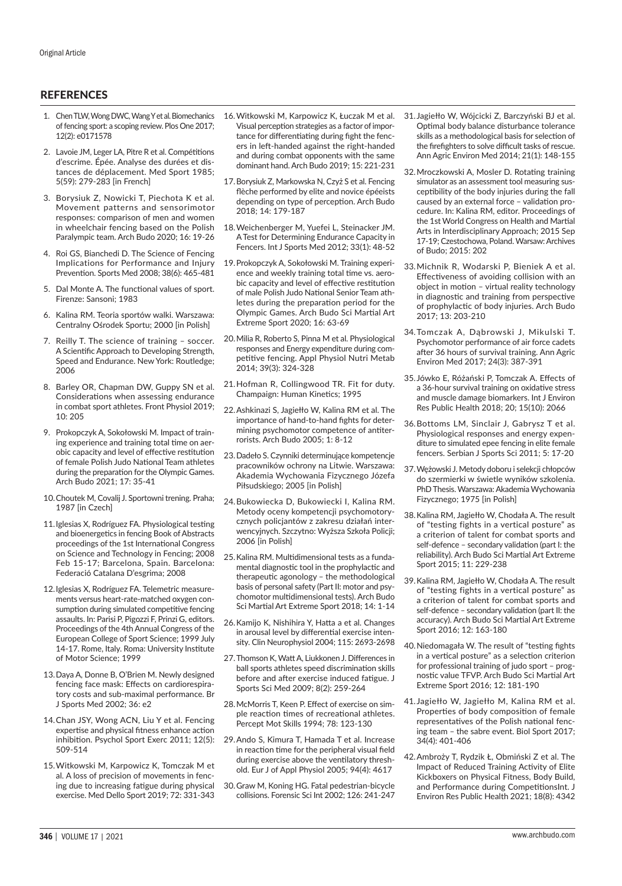## REFERENCES

1. Chen TLW, Wong DWC, Wang Y et al. Biomechanics of fencing sport: a scoping review. Plos One 2017; 12(2): e0171578
2. Lavoie JM, Leger LA, Pitre R et al. Compétitions d'escrime. Épée. Analyse des durées et distances de déplacement. Med Sport 1985; 5(59): 279-283 [in French]
3. Borysiuk Z, Nowicki T, Piechota K et al. Movement patterns and sensorimotor responses: comparison of men and women in wheelchair fencing based on the Polish Paralympic team. Arch Budo 2020; 16: 19-26
4. Roi GS, Bianchedi D. The Science of Fencing Implications for Performance and Injury Prevention. Sports Med 2008; 38(6): 465-481
5. Dal Monte A. The functional values of sport. Firenze: Sansoni; 1983
6. Kalina RM. Teoria sportów walki. Warszawa: Centralny Ośrodek Sportu; 2000 [in Polish]
7. Reilly T. The science of training – soccer. A Scientific Approach to Developing Strength, Speed and Endurance. New York: Routledge; 2006
8. Barley OR, Chapman DW, Guppy SN et al. Considerations when assessing endurance in combat sport athletes. Front Physiol 2019; 10: 205
9. Prokopczyk A, Sokołowski M. Impact of training experience and training total time on aerobic capacity and level of effective restitution of female Polish Judo National Team athletes during the preparation for the Olympic Games. Arch Budo 2021; 17: 35-41
10. Choutek M, Covalij J. Sportowni trening. Praha; 1987 [in Czech]
11. Iglesias X, Rodríguez FA. Physiological testing and bioenergetics in fencing Book of Abstracts proceedings of the 1st International Congress on Science and Technology in Fencing; 2008 Feb 15-17; Barcelona, Spain. Barcelona: Federació Catalana D'esgrima; 2008
12. Iglesias X, Rodríguez FA. Telemetric measurements versus heart-rate-matched oxygen consumption during simulated competitive fencing assaults. In: Parisi P, Pigozzi F, Prinzi G, editors. Proceedings of the 4th Annual Congress of the European College of Sport Science; 1999 July 14-17. Rome, Italy. Roma: University Institute of Motor Science; 1999
13. Daya A, Donne B, O'Brien M. Newly designed fencing face mask: Effects on cardiorespiratory costs and sub-maximal performance. Br J Sports Med 2002; 36: e2
14. Chan JSY, Wong ACN, Liu Y et al. Fencing expertise and physical fitness enhance action inhibition. Psychol Sport Exerc 2011; 12(5): 509-514
15. Witkowski M, Karpowicz K, Tomczak M et al. A loss of precision of movements in fencing due to increasing fatigue during physical exercise. Med Dello Sport 2019; 72: 331-343
16. Witkowski M, Karpowicz K, Łuczak M et al. Visual perception strategies as a factor of importance for differentiating during fight the fencers in left-handed against the right-handed and during combat opponents with the same dominant hand. Arch Budo 2019; 15: 221-231
17. Borysiuk Z, Markowska N, Czyż S et al. Fencing flèche performed by elite and novice épéeists depending on type of perception. Arch Budo 2018; 14: 179-187
18. Weichenberger M, Yuefei L, Steinacker JM. A Test for Determining Endurance Capacity in Fencers. Int J Sports Med 2012; 33(1): 48-52
19. Prokopczyk A, Sokołowski M. Training experience and weekly training total time vs. aerobic capacity and level of effective restitution of male Polish Judo National Senior Team athletes during the preparation period for the Olympic Games. Arch Budo Sci Martial Art Extreme Sport 2020; 16: 63-69
20. Milia R, Roberto S, Pinna M et al. Physiological responses and Energy expenditure during competitive fencing. Appl Physiol Nutri Metab 2014; 39(3): 324-328
21. Hofman R, Collingwood TR. Fit for duty. Champaign: Human Kinetics; 1995
22. Ashkinazi S, Jagiełło W, Kalina RM et al. The importance of hand-to-hand fights for determining psychomotor competence of antiterrorists. Arch Budo 2005; 1: 8-12
23. Dadeło S. Czynniki determinujące kompetencje pracowników ochrony na Litwie. Warszawa: Akademia Wychowania Fizycznego Józefa Piłsudskiego; 2005 [in Polish]
24. Bukowiecka D, Bukowiecki I, Kalina RM. Metody oceny kompetencji psychomotorycznych policjantów z zakresu działań interwencyjnych. Szczytno: Wyższa Szkoła Policji; 2006 [in Polish]
25. Kalina RM. Multidimensional tests as a fundamental diagnostic tool in the prophylactic and therapeutic agonology – the methodological basis of personal safety (Part II: motor and psychomotor multidimensional tests). Arch Budo Sci Martial Art Extreme Sport 2018; 14: 1-14
26. Kamijo K, Nishihira Y, Hatta a et al. Changes in arousal level by differential exercise intensity. Clin Neurophysiol 2004; 115: 2693-2698
27. Thomson K, Watt A, Liukkonen J. Differences in ball sports athletes speed discrimination skills before and after exercise induced fatigue. J Sports Sci Med 2009; 8(2): 259-264
28. McMorris T, Keen P. Effect of exercise on simple reaction times of recreational athletes. Percept Mot Skills 1994; 78: 123-130
29. Ando S, Kimura T, Hamada T et al. Increase in reaction time for the peripheral visual field during exercise above the ventilatory threshold. Eur J of Appl Physiol 2005; 94(4): 4617
30. Graw M, Koning HG. Fatal pedestrian-bicycle collisions. Forensic Sci Int 2002; 126: 241-247
31. Jagiełło W, Wójcicki Z, Barczyński BJ et al. Optimal body balance disturbance tolerance skills as a methodological basis for selection of the firefighters to solve difficult tasks of rescue. Ann Agric Environ Med 2014; 21(1): 148-155
32. Mroczkowski A, Mosler D. Rotating training simulator as an assessment tool measuring susceptibility of the body injuries during the fall caused by an external force – validation procedure. In: Kalina RM, editor. Proceedings of the 1st World Congress on Health and Martial Arts in Interdisciplinary Approach; 2015 Sep 17-19; Czestochowa, Poland. Warsaw: Archives of Budo; 2015: 202
33. Michnik R, Wodarski P, Bieniek A et al. Effectiveness of avoiding collision with an object in motion – virtual reality technology in diagnostic and training from perspective of prophylactic of body injuries. Arch Budo 2017; 13: 203-210
34. Tomczak A, Dąbrowski J, Mikulski T. Psychomotor performance of air force cadets after 36 hours of survival training. Ann Agric Environ Med 2017; 24(3): 387-391
35. Jówko E, Różański P, Tomczak A. Effects of a 36-hour survival training on oxidative stress and muscle damage biomarkers. Int J Environ Res Public Health 2018; 20; 15(10): 2066
36. Bottoms LM, Sinclair J, Gabrysz T et al. Physiological responses and energy expenditure to simulated epee fencing in elite female fencers. Serbian J Sports Sci 2011; 5: 17-20
37. Wężowski J. Metody doboru i selekcji chłopców do szermierki w świetle wyników szkolenia. PhD Thesis. Warszawa: Akademia Wychowania Fizycznego; 1975 [in Polish]
38. Kalina RM, Jagiełło W, Chodała A. The result of "testing fights in a vertical posture" as a criterion of talent for combat sports and self-defence – secondary validation (part I: the reliability). Arch Budo Sci Martial Art Extreme Sport 2015; 11: 229-238
39. Kalina RM, Jagiełło W, Chodała A. The result of "testing fights in a vertical posture" as a criterion of talent for combat sports and self-defence – secondary validation (part II: the accuracy). Arch Budo Sci Martial Art Extreme Sport 2016; 12: 163-180
40. Niedomagała W. The result of "testing fights in a vertical posture" as a selection criterion for professional training of judo sport – prognostic value TFVP. Arch Budo Sci Martial Art Extreme Sport 2016; 12: 181-190
41. Jagiełło W, Jagiełło M, Kalina RM et al. Properties of body composition of female representatives of the Polish national fencing team – the sabre event. Biol Sport 2017; 34(4): 401-406
42. Ambroży T, Rydzik Ł, Obmiński Z et al. The Impact of Reduced Training Activity of Elite Kickboxers on Physical Fitness, Body Build, and Performance during CompetitionsInt. J Environ Res Public Health 2021; 18(8): 4342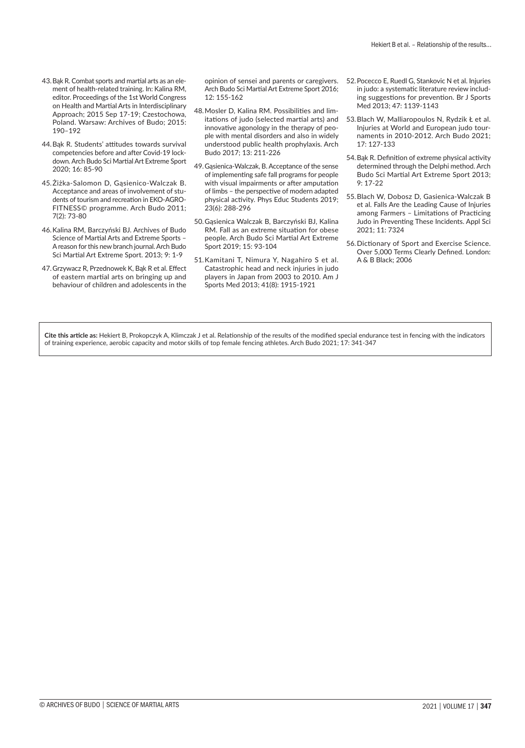43. Bąk R. Combat sports and martial arts as an element of health-related training. In: Kalina RM, editor. Proceedings of the 1st World Congress on Health and Martial Arts in Interdisciplinary Approach; 2015 Sep 17-19; Czestochowa, Poland. Warsaw: Archives of Budo; 2015: 190–192

44. Bąk R. Students' attitudes towards survival competencies before and after Covid-19 lockdown. Arch Budo Sci Martial Art Extreme Sport 2020; 16: 85-90

45. Żiżka-Salomon D, Gąsienico-Walczak B. Acceptance and areas of involvement of students of tourism and recreation in EKO-AGRO-FITNESS© programme. Arch Budo 2011; 7(2): 73-80

46. Kalina RM, Barczyński BJ. Archives of Budo Science of Martial Arts and Extreme Sports – A reason for this new branch journal. Arch Budo Sci Martial Art Extreme Sport. 2013; 9: 1-9

47. Grzywacz R, Przednowek K, Bąk R et al. Effect of eastern martial arts on bringing up and behaviour of children and adolescents in the opinion of sensei and parents or caregivers. Arch Budo Sci Martial Art Extreme Sport 2016; 12: 155-162

48. Mosler D, Kalina RM. Possibilities and limitations of judo (selected martial arts) and innovative agonology in the therapy of people with mental disorders and also in widely understood public health prophylaxis. Arch Budo 2017; 13: 211-226

49. Gąsienica-Walczak, B. Acceptance of the sense of implementing safe fall programs for people with visual impairments or after amputation of limbs – the perspective of modern adapted physical activity. Phys Educ Students 2019; 23(6): 288-296

50. Gąsienica Walczak B, Barczyński BJ, Kalina RM. Fall as an extreme situation for obese people. Arch Budo Sci Martial Art Extreme Sport 2019; 15: 93-104

51. Kamitani T, Nimura Y, Nagahiro S et al. Catastrophic head and neck injuries in judo players in Japan from 2003 to 2010. Am J Sports Med 2013; 41(8): 1915-1921

52. Pocecco E, Ruedl G, Stankovic N et al. Injuries in judo: a systematic literature review including suggestions for prevention. Br J Sports Med 2013; 47: 1139-1143

53. Blach W, Malliaropoulos N, Rydzik Ł et al. Injuries at World and European judo tournaments in 2010-2012. Arch Budo 2021; 17: 127-133

54. Bąk R. Definition of extreme physical activity determined through the Delphi method. Arch Budo Sci Martial Art Extreme Sport 2013; 9: 17-22

55. Blach W, Dobosz D, Gasienica-Walczak B et al. Falls Are the Leading Cause of Injuries among Farmers – Limitations of Practicing Judo in Preventing These Incidents. Appl Sci 2021; 11: 7324

56. Dictionary of Sport and Exercise Science. Over 5,000 Terms Clearly Defined. London: A & B Black; 2006

**Cite this article as:** Hekiert B, Prokopczyk A, Klimczak J et al. Relationship of the results of the modified special endurance test in fencing with the indicators of training experience, aerobic capacity and motor skills of top female fencing athletes. Arch Budo 2021; 17: 341-347